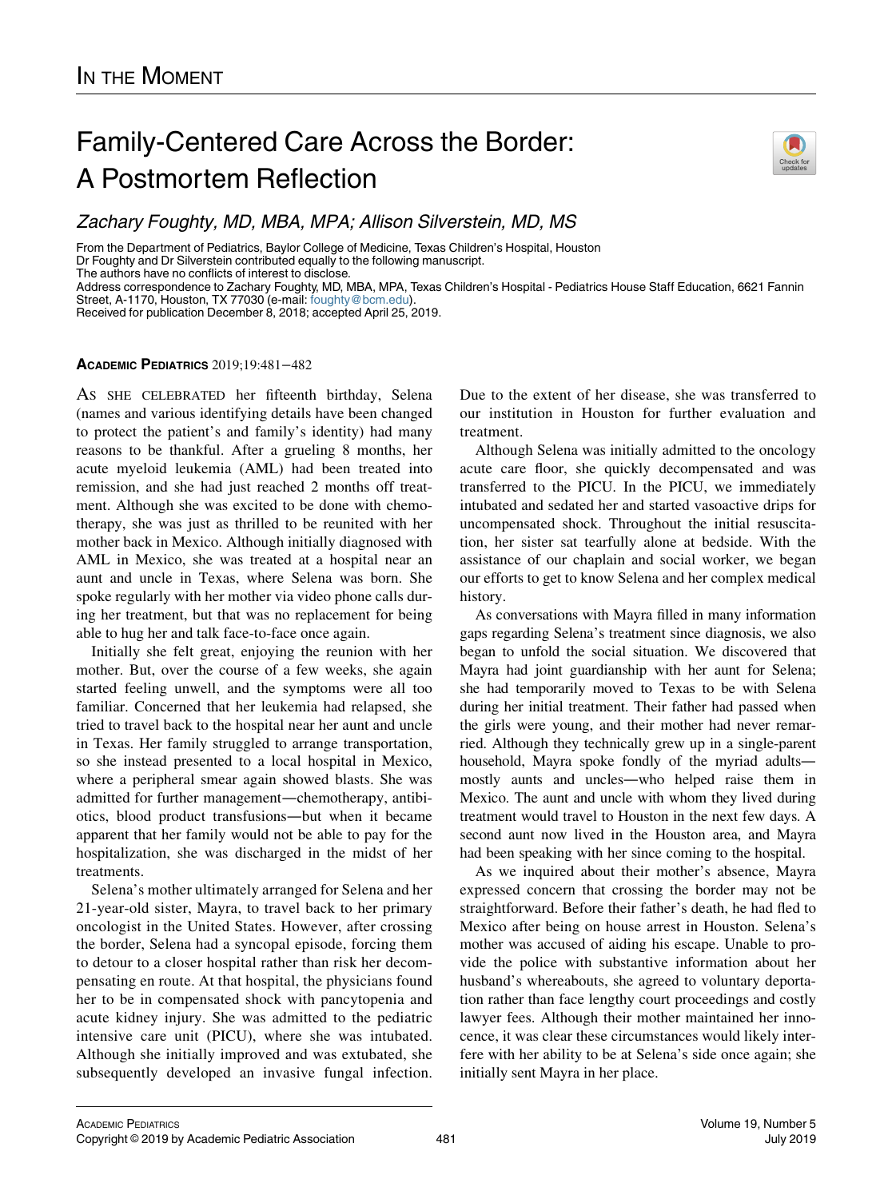IN THE MOMENT

# Family-Centered Care Across the Border: A Postmortem Reflection

*Zachary Foughty, MD, MBA, MPA; Allison Silverstein, MD, MS*

From the Department of Pediatrics, Baylor College of Medicine, Texas Children's Hospital, Houston
Dr Foughty and Dr Silverstein contributed equally to the following manuscript.
The authors have no conflicts of interest to disclose.
Address correspondence to Zachary Foughty, MD, MBA, MPA, Texas Children's Hospital - Pediatrics House Staff Education, 6621 Fannin Street, A-1170, Houston, TX 77030 (e-mail: foughty@bcm.edu).
Received for publication December 8, 2018; accepted April 25, 2019.

**ACADEMIC PEDIATRICS** 2019;19:481−482

AS SHE CELEBRATED her fifteenth birthday, Selena (names and various identifying details have been changed to protect the patient's and family's identity) had many reasons to be thankful. After a grueling 8 months, her acute myeloid leukemia (AML) had been treated into remission, and she had just reached 2 months off treatment. Although she was excited to be done with chemotherapy, she was just as thrilled to be reunited with her mother back in Mexico. Although initially diagnosed with AML in Mexico, she was treated at a hospital near an aunt and uncle in Texas, where Selena was born. She spoke regularly with her mother via video phone calls during her treatment, but that was no replacement for being able to hug her and talk face-to-face once again.

Initially she felt great, enjoying the reunion with her mother. But, over the course of a few weeks, she again started feeling unwell, and the symptoms were all too familiar. Concerned that her leukemia had relapsed, she tried to travel back to the hospital near her aunt and uncle in Texas. Her family struggled to arrange transportation, so she instead presented to a local hospital in Mexico, where a peripheral smear again showed blasts. She was admitted for further management—chemotherapy, antibiotics, blood product transfusions—but when it became apparent that her family would not be able to pay for the hospitalization, she was discharged in the midst of her treatments.

Selena's mother ultimately arranged for Selena and her 21-year-old sister, Mayra, to travel back to her primary oncologist in the United States. However, after crossing the border, Selena had a syncopal episode, forcing them to detour to a closer hospital rather than risk her decompensating en route. At that hospital, the physicians found her to be in compensated shock with pancytopenia and acute kidney injury. She was admitted to the pediatric intensive care unit (PICU), where she was intubated. Although she initially improved and was extubated, she subsequently developed an invasive fungal infection. Due to the extent of her disease, she was transferred to our institution in Houston for further evaluation and treatment.

Although Selena was initially admitted to the oncology acute care floor, she quickly decompensated and was transferred to the PICU. In the PICU, we immediately intubated and sedated her and started vasoactive drips for uncompensated shock. Throughout the initial resuscitation, her sister sat tearfully alone at bedside. With the assistance of our chaplain and social worker, we began our efforts to get to know Selena and her complex medical history.

As conversations with Mayra filled in many information gaps regarding Selena's treatment since diagnosis, we also began to unfold the social situation. We discovered that Mayra had joint guardianship with her aunt for Selena; she had temporarily moved to Texas to be with Selena during her initial treatment. Their father had passed when the girls were young, and their mother had never remarried. Although they technically grew up in a single-parent household, Mayra spoke fondly of the myriad adults—mostly aunts and uncles—who helped raise them in Mexico. The aunt and uncle with whom they lived during treatment would travel to Houston in the next few days. A second aunt now lived in the Houston area, and Mayra had been speaking with her since coming to the hospital.

As we inquired about their mother's absence, Mayra expressed concern that crossing the border may not be straightforward. Before their father's death, he had fled to Mexico after being on house arrest in Houston. Selena's mother was accused of aiding his escape. Unable to provide the police with substantive information about her husband's whereabouts, she agreed to voluntary deportation rather than face lengthy court proceedings and costly lawyer fees. Although their mother maintained her innocence, it was clear these circumstances would likely interfere with her ability to be at Selena's side once again; she initially sent Mayra in her place.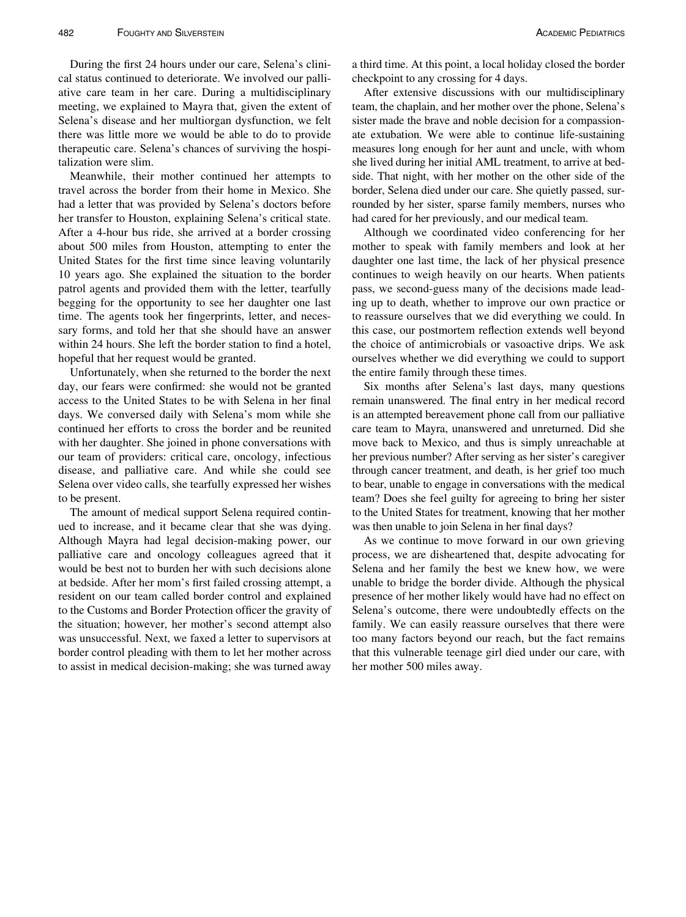During the first 24 hours under our care, Selena's clinical status continued to deteriorate. We involved our palliative care team in her care. During a multidisciplinary meeting, we explained to Mayra that, given the extent of Selena's disease and her multiorgan dysfunction, we felt there was little more we would be able to do to provide therapeutic care. Selena's chances of surviving the hospitalization were slim.

Meanwhile, their mother continued her attempts to travel across the border from their home in Mexico. She had a letter that was provided by Selena's doctors before her transfer to Houston, explaining Selena's critical state. After a 4-hour bus ride, she arrived at a border crossing about 500 miles from Houston, attempting to enter the United States for the first time since leaving voluntarily 10 years ago. She explained the situation to the border patrol agents and provided them with the letter, tearfully begging for the opportunity to see her daughter one last time. The agents took her fingerprints, letter, and necessary forms, and told her that she should have an answer within 24 hours. She left the border station to find a hotel, hopeful that her request would be granted.

Unfortunately, when she returned to the border the next day, our fears were confirmed: she would not be granted access to the United States to be with Selena in her final days. We conversed daily with Selena's mom while she continued her efforts to cross the border and be reunited with her daughter. She joined in phone conversations with our team of providers: critical care, oncology, infectious disease, and palliative care. And while she could see Selena over video calls, she tearfully expressed her wishes to be present.

The amount of medical support Selena required continued to increase, and it became clear that she was dying. Although Mayra had legal decision-making power, our palliative care and oncology colleagues agreed that it would be best not to burden her with such decisions alone at bedside. After her mom's first failed crossing attempt, a resident on our team called border control and explained to the Customs and Border Protection officer the gravity of the situation; however, her mother's second attempt also was unsuccessful. Next, we faxed a letter to supervisors at border control pleading with them to let her mother across to assist in medical decision-making; she was turned away a third time. At this point, a local holiday closed the border checkpoint to any crossing for 4 days.

After extensive discussions with our multidisciplinary team, the chaplain, and her mother over the phone, Selena's sister made the brave and noble decision for a compassionate extubation. We were able to continue life-sustaining measures long enough for her aunt and uncle, with whom she lived during her initial AML treatment, to arrive at bedside. That night, with her mother on the other side of the border, Selena died under our care. She quietly passed, surrounded by her sister, sparse family members, nurses who had cared for her previously, and our medical team.

Although we coordinated video conferencing for her mother to speak with family members and look at her daughter one last time, the lack of her physical presence continues to weigh heavily on our hearts. When patients pass, we second-guess many of the decisions made leading up to death, whether to improve our own practice or to reassure ourselves that we did everything we could. In this case, our postmortem reflection extends well beyond the choice of antimicrobials or vasoactive drips. We ask ourselves whether we did everything we could to support the entire family through these times.

Six months after Selena's last days, many questions remain unanswered. The final entry in her medical record is an attempted bereavement phone call from our palliative care team to Mayra, unanswered and unreturned. Did she move back to Mexico, and thus is simply unreachable at her previous number? After serving as her sister's caregiver through cancer treatment, and death, is her grief too much to bear, unable to engage in conversations with the medical team? Does she feel guilty for agreeing to bring her sister to the United States for treatment, knowing that her mother was then unable to join Selena in her final days?

As we continue to move forward in our own grieving process, we are disheartened that, despite advocating for Selena and her family the best we knew how, we were unable to bridge the border divide. Although the physical presence of her mother likely would have had no effect on Selena's outcome, there were undoubtedly effects on the family. We can easily reassure ourselves that there were too many factors beyond our reach, but the fact remains that this vulnerable teenage girl died under our care, with her mother 500 miles away.